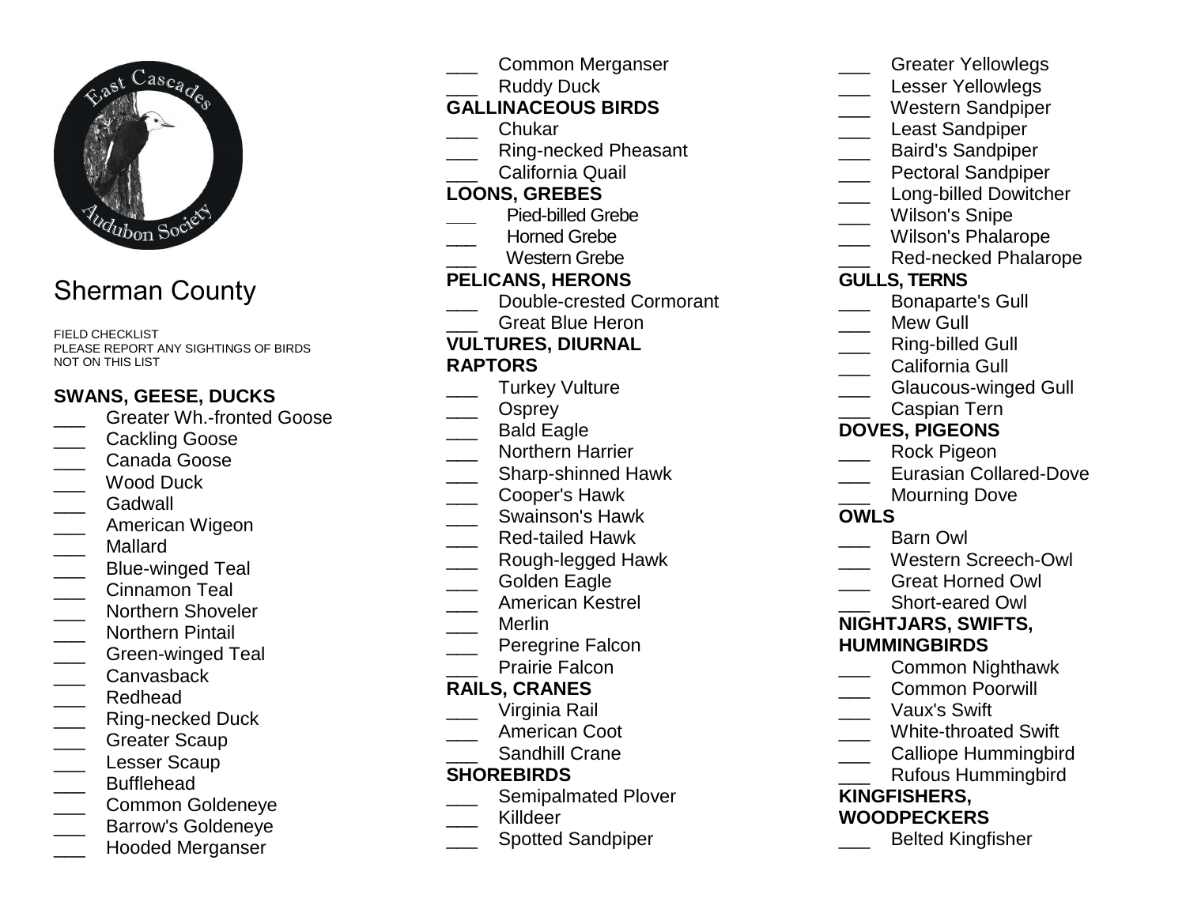# Sherman County

FIELD CHECKLIST
PLEASE REPORT ANY SIGHTINGS OF BIRDS NOT ON THIS LIST

## SWANS, GEESE, DUCKS

___ Greater Wh.-fronted Goose
___ Cackling Goose
___ Canada Goose
___ Wood Duck
___ Gadwall
___ American Wigeon
___ Mallard
___ Blue-winged Teal
___ Cinnamon Teal
___ Northern Shoveler
___ Northern Pintail
___ Green-winged Teal
___ Canvasback
___ Redhead
___ Ring-necked Duck
___ Greater Scaup
___ Lesser Scaup
___ Bufflehead
___ Common Goldeneye
___ Barrow's Goldeneye
___ Hooded Merganser
___ Common Merganser
___ Ruddy Duck

## GALLINACEOUS BIRDS

___ Chukar
___ Ring-necked Pheasant
___ California Quail

## LOONS, GREBES

___ Pied-billed Grebe
___ Horned Grebe
___ Western Grebe

## PELICANS, HERONS

___ Double-crested Cormorant
___ Great Blue Heron

## VULTURES, DIURNAL RAPTORS

___ Turkey Vulture
___ Osprey
___ Bald Eagle
___ Northern Harrier
___ Sharp-shinned Hawk
___ Cooper's Hawk
___ Swainson's Hawk
___ Red-tailed Hawk
___ Rough-legged Hawk
___ Golden Eagle
___ American Kestrel
___ Merlin
___ Peregrine Falcon
___ Prairie Falcon

## RAILS, CRANES

___ Virginia Rail
___ American Coot
___ Sandhill Crane

## SHOREBIRDS

___ Semipalmated Plover
___ Killdeer
___ Spotted Sandpiper
___ Greater Yellowlegs
___ Lesser Yellowlegs
___ Western Sandpiper
___ Least Sandpiper
___ Baird's Sandpiper
___ Pectoral Sandpiper
___ Long-billed Dowitcher
___ Wilson's Snipe
___ Wilson's Phalarope
___ Red-necked Phalarope

## GULLS, TERNS

___ Bonaparte's Gull
___ Mew Gull
___ Ring-billed Gull
___ California Gull
___ Glaucous-winged Gull
___ Caspian Tern

## DOVES, PIGEONS

___ Rock Pigeon
___ Eurasian Collared-Dove
___ Mourning Dove

## OWLS

___ Barn Owl
___ Western Screech-Owl
___ Great Horned Owl
___ Short-eared Owl

## NIGHTJARS, SWIFTS, HUMMINGBIRDS

___ Common Nighthawk
___ Common Poorwill
___ Vaux's Swift
___ White-throated Swift
___ Calliope Hummingbird
___ Rufous Hummingbird

## KINGFISHERS, WOODPECKERS

___ Belted Kingfisher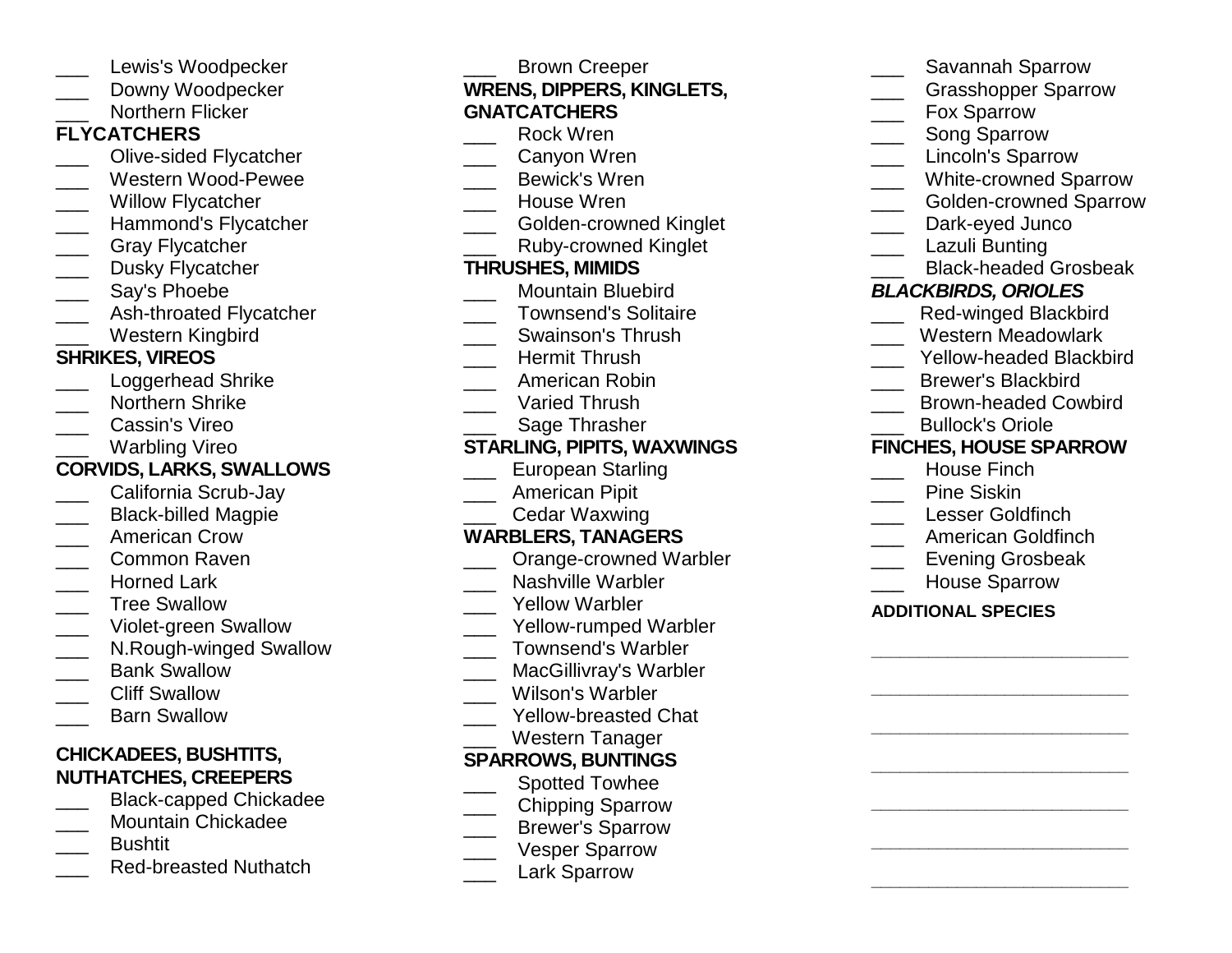___ Lewis's Woodpecker
___ Downy Woodpecker
___ Northern Flicker

**FLYCATCHERS**

___ Olive-sided Flycatcher
___ Western Wood-Pewee
___ Willow Flycatcher
___ Hammond's Flycatcher
___ Gray Flycatcher
___ Dusky Flycatcher
___ Say's Phoebe
___ Ash-throated Flycatcher
___ Western Kingbird

**SHRIKES, VIREOS**

___ Loggerhead Shrike
___ Northern Shrike
___ Cassin's Vireo
___ Warbling Vireo

**CORVIDS, LARKS, SWALLOWS**

___ California Scrub-Jay
___ Black-billed Magpie
___ American Crow
___ Common Raven
___ Horned Lark
___ Tree Swallow
___ Violet-green Swallow
___ N.Rough-winged Swallow
___ Bank Swallow
___ Cliff Swallow
___ Barn Swallow

**CHICKADEES, BUSHTITS, NUTHATCHES, CREEPERS**

___ Black-capped Chickadee
___ Mountain Chickadee
___ Bushtit
___ Red-breasted Nuthatch
___ Brown Creeper

**WRENS, DIPPERS, KINGLETS, GNATCATCHERS**

___ Rock Wren
___ Canyon Wren
___ Bewick's Wren
___ House Wren
___ Golden-crowned Kinglet
___ Ruby-crowned Kinglet

**THRUSHES, MIMIDS**

___ Mountain Bluebird
___ Townsend's Solitaire
___ Swainson's Thrush
___ Hermit Thrush
___ American Robin
___ Varied Thrush
___ Sage Thrasher

**STARLING, PIPITS, WAXWINGS**

___ European Starling
___ American Pipit
___ Cedar Waxwing

**WARBLERS, TANAGERS**

___ Orange-crowned Warbler
___ Nashville Warbler
___ Yellow Warbler
___ Yellow-rumped Warbler
___ Townsend's Warbler
___ MacGillivray's Warbler
___ Wilson's Warbler
___ Yellow-breasted Chat
___ Western Tanager

**SPARROWS, BUNTINGS**

___ Spotted Towhee
___ Chipping Sparrow
___ Brewer's Sparrow
___ Vesper Sparrow
___ Lark Sparrow
___ Savannah Sparrow
___ Grasshopper Sparrow
___ Fox Sparrow
___ Song Sparrow
___ Lincoln's Sparrow
___ White-crowned Sparrow
___ Golden-crowned Sparrow
___ Dark-eyed Junco
___ Lazuli Bunting
___ Black-headed Grosbeak

***BLACKBIRDS, ORIOLES***

___ Red-winged Blackbird
___ Western Meadowlark
___ Yellow-headed Blackbird
___ Brewer's Blackbird
___ Brown-headed Cowbird
___ Bullock's Oriole

**FINCHES, HOUSE SPARROW**

___ House Finch
___ Pine Siskin
___ Lesser Goldfinch
___ American Goldfinch
___ Evening Grosbeak
___ House Sparrow

**ADDITIONAL SPECIES**

________________________

________________________

________________________

________________________

________________________

________________________

________________________